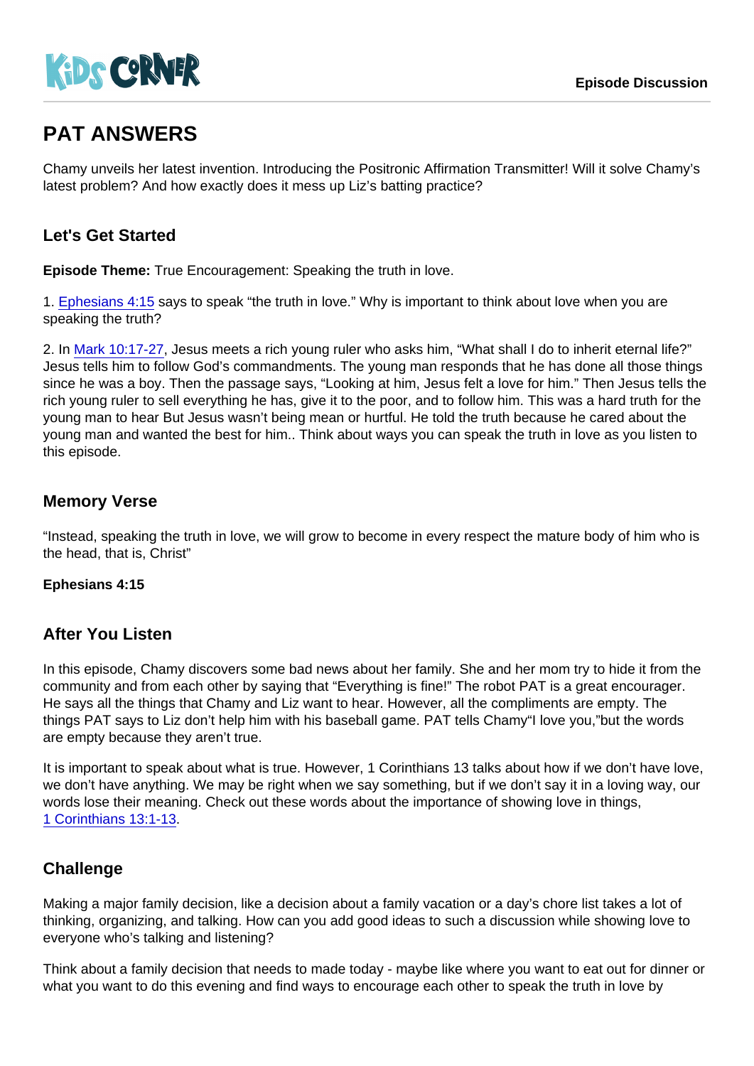# PAT ANSWERS

Chamy unveils her latest invention. Introducing the Positronic Affirmation Transmitter! Will it solve Chamy's latest problem? And how exactly does it mess up Liz's batting practice?

## Let's Get Started

**Episode Theme:** True Encouragement: Speaking the truth in love.

1. Ephesians 4:15 says to speak "the truth in love." Why is important to think about love when you are speaking the truth?

2. In Mark 10:17-27, Jesus meets a rich young ruler who asks him, "What shall I do to inherit eternal life?" Jesus tells him to follow God's commandments. The young man responds that he has done all those things since he was a boy. Then the passage says, "Looking at him, Jesus felt a love for him." Then Jesus tells the rich young ruler to sell everything he has, give it to the poor, and to follow him. This was a hard truth for the young man to hear But Jesus wasn't being mean or hurtful. He told the truth because he cared about the young man and wanted the best for him.. Think about ways you can speak the truth in love as you listen to this episode.

## Memory Verse

"Instead, speaking the truth in love, we will grow to become in every respect the mature body of him who is the head, that is, Christ"

**Ephesians 4:15**

## After You Listen

In this episode, Chamy discovers some bad news about her family. She and her mom try to hide it from the community and from each other by saying that "Everything is fine!" The robot PAT is a great encourager. He says all the things that Chamy and Liz want to hear. However, all the compliments are empty. The things PAT says to Liz don't help him with his baseball game. PAT tells Chamy"I love you,"but the words are empty because they aren't true.

It is important to speak about what is true. However, 1 Corinthians 13 talks about how if we don't have love, we don't have anything. We may be right when we say something, but if we don't say it in a loving way, our words lose their meaning. Check out these words about the importance of showing love in things, 1 Corinthians 13:1-13.

## Challenge

Making a major family decision, like a decision about a family vacation or a day's chore list takes a lot of thinking, organizing, and talking. How can you add good ideas to such a discussion while showing love to everyone who's talking and listening?

Think about a family decision that needs to made today - maybe like where you want to eat out for dinner or what you want to do this evening and find ways to encourage each other to speak the truth in love by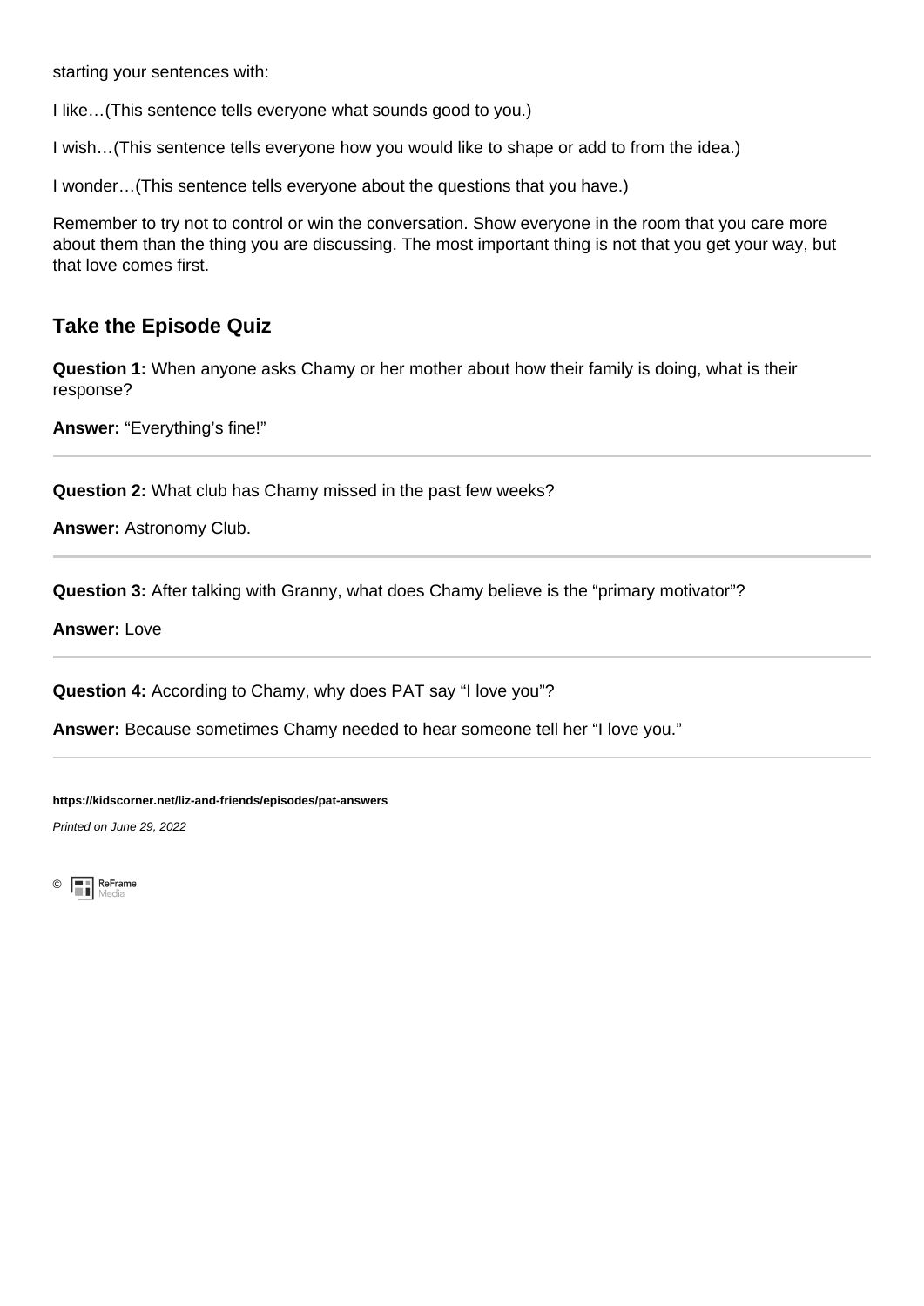starting your sentences with:

I like…(This sentence tells everyone what sounds good to you.)

I wish…(This sentence tells everyone how you would like to shape or add to from the idea.)

I wonder…(This sentence tells everyone about the questions that you have.)

Remember to try not to control or win the conversation. Show everyone in the room that you care more about them than the thing you are discussing. The most important thing is not that you get your way, but that love comes first.

## Take the Episode Quiz

**Question 1:** When anyone asks Chamy or her mother about how their family is doing, what is their response?

**Answer:** “Everything’s fine!”

---

**Question 2:** What club has Chamy missed in the past few weeks?

**Answer:** Astronomy Club.

---

**Question 3:** After talking with Granny, what does Chamy believe is the “primary motivator”?

**Answer:** Love

---

**Question 4:** According to Chamy, why does PAT say “I love you”?

**Answer:** Because sometimes Chamy needed to hear someone tell her “I love you.”

---

**https://kidscorner.net/liz-and-friends/episodes/pat-answers**

*Printed on June 29, 2022*

© ReFrame Media